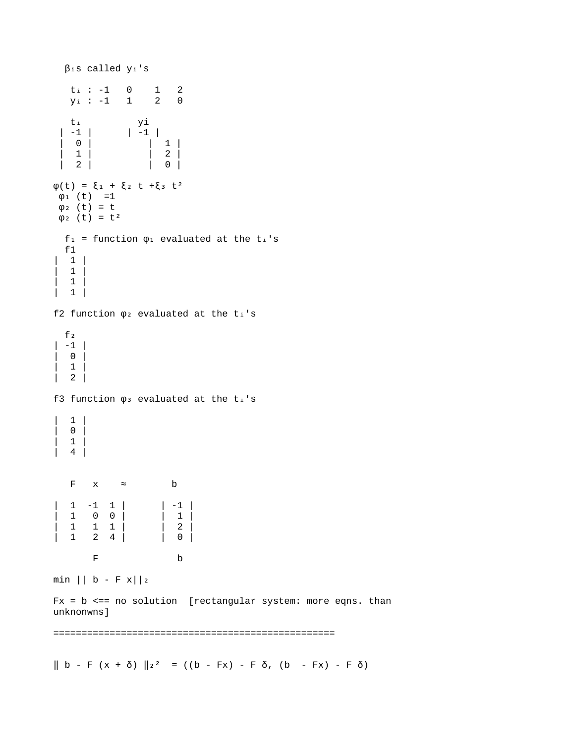$\beta_i$s called $y_i$'s

$t_i$ : -1 0 1 2
$y_i$ : -1 1 2 0

$$t_i = \begin{vmatrix} -1 \\ 0 \\ 1 \\ 2 \end{vmatrix} \qquad y_i = \begin{vmatrix} -1 \\ 1 \\ 2 \\ 0 \end{vmatrix}$$

$\varphi(t) = \xi_1 + \xi_2 t + \xi_3 t^2$

$\varphi_1(t) = 1$

$\varphi_2(t) = t$

$\varphi_2(t) = t^2$

$f_1$ = function $\varphi_1$ evaluated at the $t_i$'s

$$f_1 = \begin{vmatrix} 1 \\ 1 \\ 1 \\ 1 \end{vmatrix}$$

f2 function $\varphi_2$ evaluated at the $t_i$'s

$$f_2 = \begin{vmatrix} -1 \\ 0 \\ 1 \\ 2 \end{vmatrix}$$

f3 function $\varphi_3$ evaluated at the $t_i$'s

$$\begin{vmatrix} 1 \\ 0 \\ 1 \\ 4 \end{vmatrix}$$

$$F \quad x \quad \approx \quad b$$

$$\begin{vmatrix} 1 & -1 & 1 \\ 1 & 0 & 0 \\ 1 & 1 & 1 \\ 1 & 2 & 4 \end{vmatrix} \qquad \begin{vmatrix} -1 \\ 1 \\ 2 \\ 0 \end{vmatrix}$$

$$F \qquad\qquad b$$

$\min \| b - F x \|_2$

$Fx = b$ <== no solution [rectangular system: more eqns. than unknonwns]

==================================================

$\| b - F(x + \delta) \|_2^2 = ((b - Fx) - F\delta, (b - Fx) - F\delta)$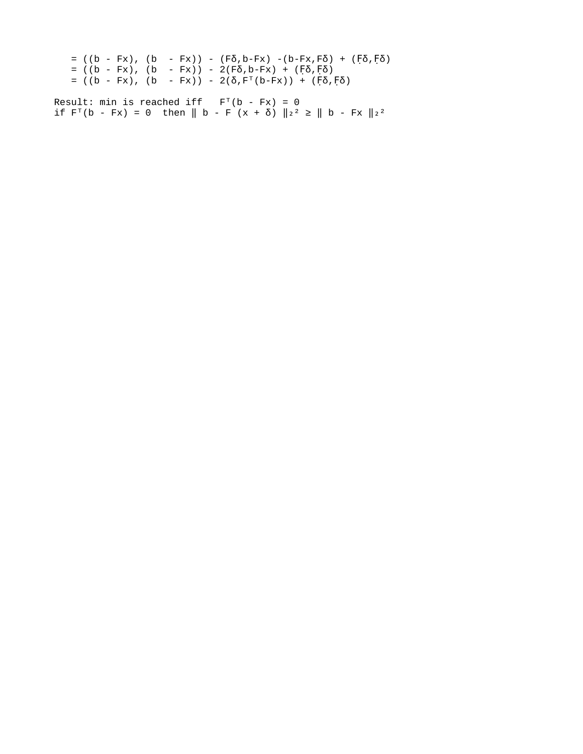$$= ((b - Fx), (b - Fx)) - (F\delta, b-Fx) - (b-Fx, F\delta) + (F\delta, F\delta)$$

$$= ((b - Fx), (b - Fx)) - 2(F\delta, b-Fx) + (F\delta, F\delta)$$

$$= ((b - Fx), (b - Fx)) - 2(\delta, F^T(b-Fx)) + (F\delta, F\delta)$$

Result: min is reached iff $F^T(b - Fx) = 0$

if $F^T(b - Fx) = 0$ then $\| b - F(x + \delta) \|_2^2 \geq \| b - Fx \|_2^2$